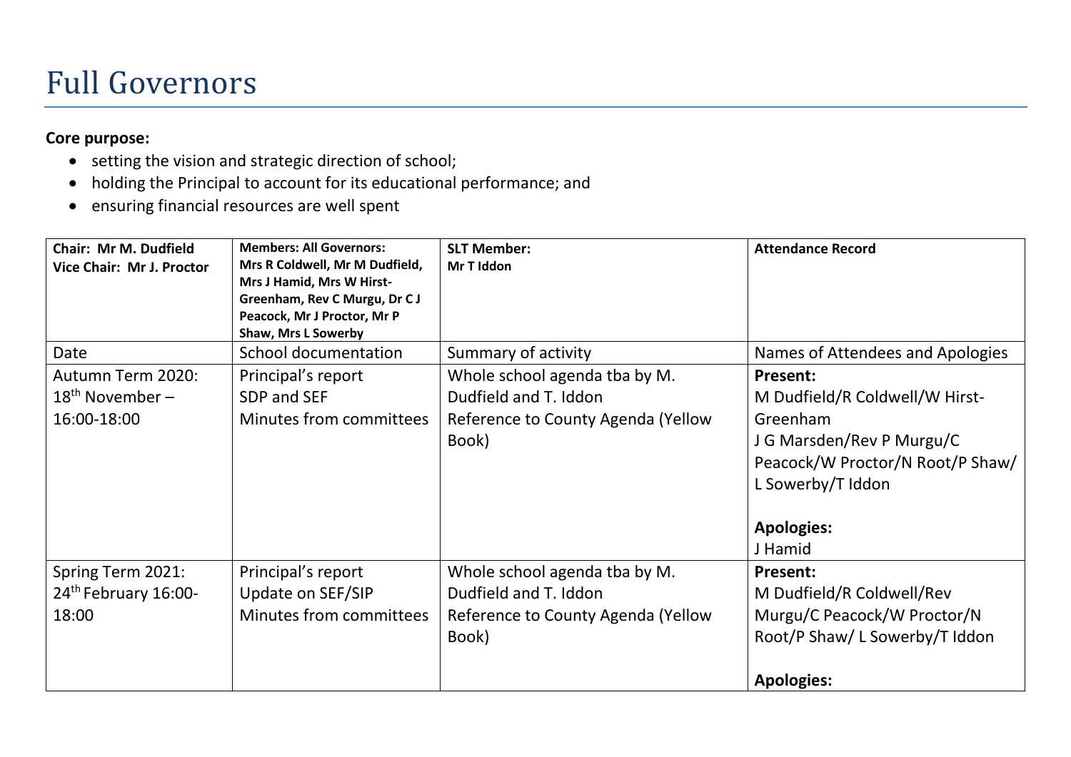# Full Governors

**Core purpose:**

- setting the vision and strategic direction of school;
- holding the Principal to account for its educational performance; and
- ensuring financial resources are well spent

| **Chair: Mr M. Dudfield**<br>**Vice Chair: Mr J. Proctor** | **Members: All Governors:**<br>**Mrs R Coldwell, Mr M Dudfield, Mrs J Hamid, Mrs W Hirst-Greenham, Rev C Murgu, Dr C J Peacock, Mr J Proctor, Mr P Shaw, Mrs L Sowerby** | **SLT Member:**<br>**Mr T Iddon** | **Attendance Record** |
|---|---|---|---|
| Date | School documentation | Summary of activity | Names of Attendees and Apologies |
| Autumn Term 2020: 18th November – 16:00-18:00 | Principal's report<br>SDP and SEF<br>Minutes from committees | Whole school agenda tba by M. Dudfield and T. Iddon<br>Reference to County Agenda (Yellow Book) | **Present:**<br>M Dudfield/R Coldwell/W Hirst-Greenham<br>J G Marsden/Rev P Murgu/C Peacock/W Proctor/N Root/P Shaw/ L Sowerby/T Iddon<br><br>**Apologies:**<br>J Hamid |
| Spring Term 2021: 24th February 16:00-18:00 | Principal's report<br>Update on SEF/SIP<br>Minutes from committees | Whole school agenda tba by M. Dudfield and T. Iddon<br>Reference to County Agenda (Yellow Book) | **Present:**<br>M Dudfield/R Coldwell/Rev Murgu/C Peacock/W Proctor/N Root/P Shaw/ L Sowerby/T Iddon<br><br>**Apologies:** |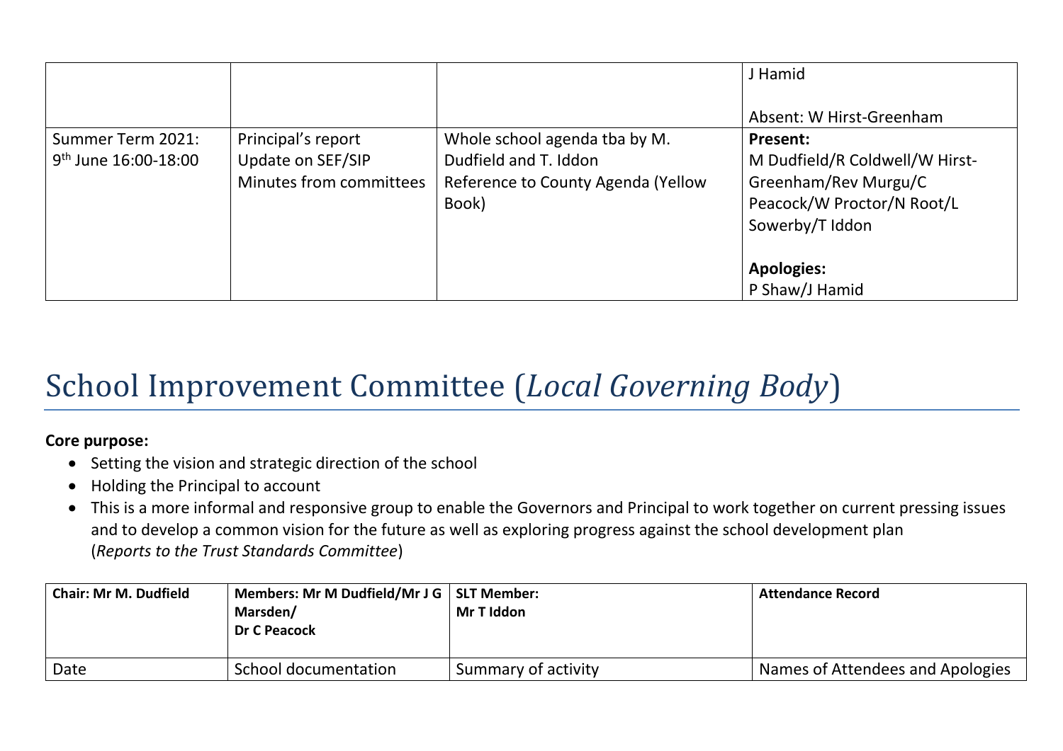|  |  |  | J Hamid<br><br>Absent: W Hirst-Greenham |
|---|---|---|---|
| Summer Term 2021: 9th June 16:00-18:00 | Principal's report<br>Update on SEF/SIP<br>Minutes from committees | Whole school agenda tba by M. Dudfield and T. Iddon<br>Reference to County Agenda (Yellow Book) | **Present:**<br>M Dudfield/R Coldwell/W Hirst-Greenham/Rev Murgu/C Peacock/W Proctor/N Root/L Sowerby/T Iddon<br><br>**Apologies:**<br>P Shaw/J Hamid |

# School Improvement Committee (*Local Governing Body*)

**Core purpose:**

- Setting the vision and strategic direction of the school
- Holding the Principal to account
- This is a more informal and responsive group to enable the Governors and Principal to work together on current pressing issues and to develop a common vision for the future as well as exploring progress against the school development plan (*Reports to the Trust Standards Committee*)

| **Chair: Mr M. Dudfield** | **Members: Mr M Dudfield/Mr J G Marsden/<br>Dr C Peacock** | **SLT Member:<br>Mr T Iddon** | **Attendance Record** |
|---|---|---|---|
| Date | School documentation | Summary of activity | Names of Attendees and Apologies |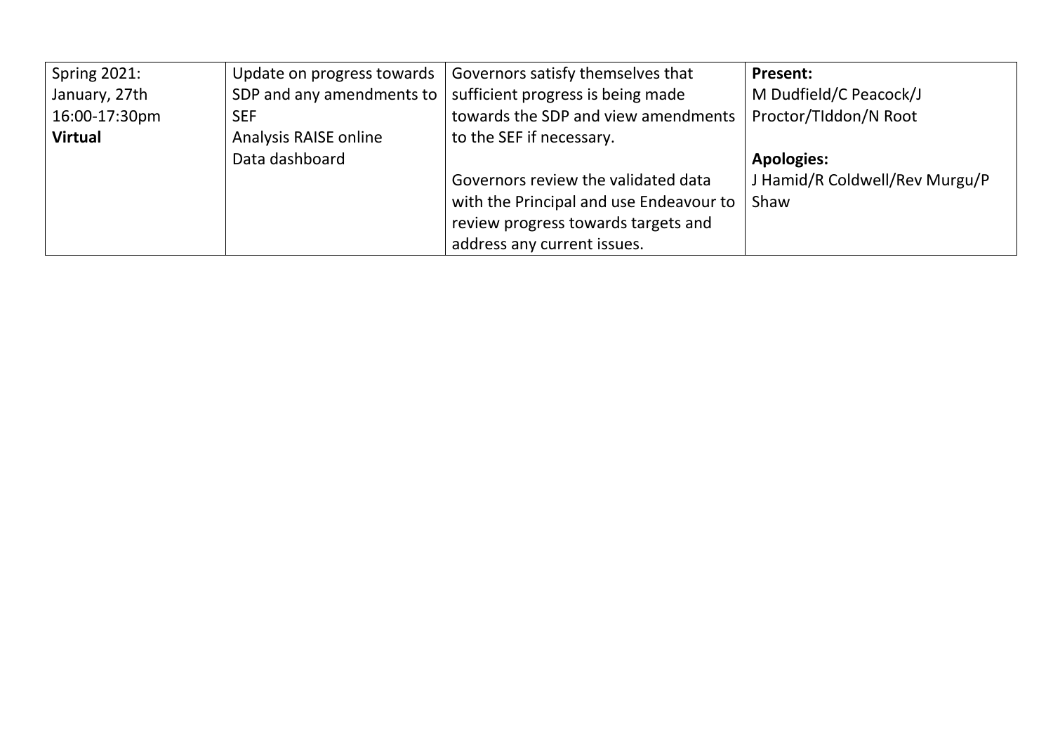| Spring 2021:<br>January, 27th<br>16:00-17:30pm<br>**Virtual** | Update on progress towards SDP and any amendments to SEF<br>Analysis RAISE online<br>Data dashboard | Governors satisfy themselves that sufficient progress is being made towards the SDP and view amendments to the SEF if necessary.<br><br>Governors review the validated data with the Principal and use Endeavour to review progress towards targets and address any current issues. | **Present:**<br>M Dudfield/C Peacock/J Proctor/TIddon/N Root<br><br>**Apologies:**<br>J Hamid/R Coldwell/Rev Murgu/P Shaw |
|---|---|---|---|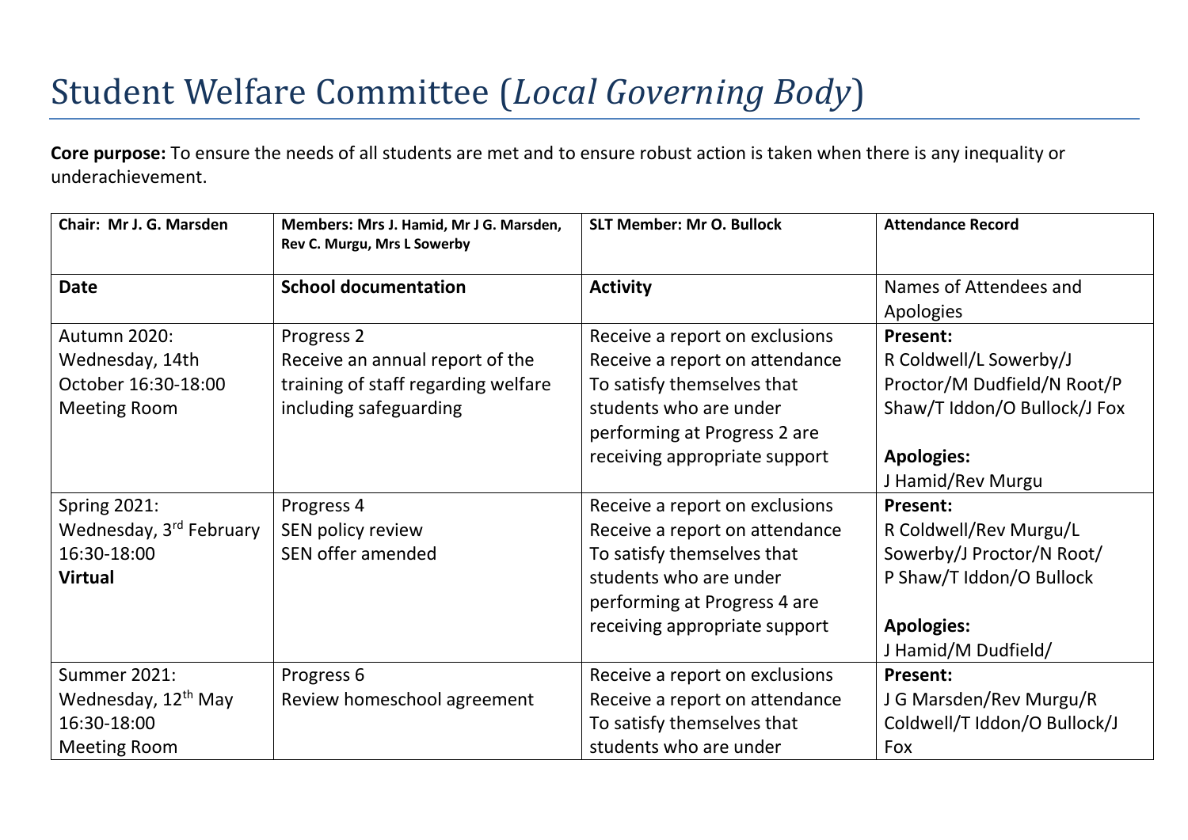# Student Welfare Committee (*Local Governing Body*)

**Core purpose:** To ensure the needs of all students are met and to ensure robust action is taken when there is any inequality or underachievement.

| Chair: Mr J. G. Marsden | Members: Mrs J. Hamid, Mr J G. Marsden, Rev C. Murgu, Mrs L Sowerby | SLT Member: Mr O. Bullock | Attendance Record |
|---|---|---|---|
| **Date** | **School documentation** | **Activity** | Names of Attendees and Apologies |
| Autumn 2020: Wednesday, 14th October 16:30-18:00 Meeting Room | Progress 2<br>Receive an annual report of the training of staff regarding welfare including safeguarding | Receive a report on exclusions<br>Receive a report on attendance<br>To satisfy themselves that students who are under performing at Progress 2 are receiving appropriate support | **Present:**<br>R Coldwell/L Sowerby/J Proctor/M Dudfield/N Root/P Shaw/T Iddon/O Bullock/J Fox<br><br>**Apologies:**<br>J Hamid/Rev Murgu |
| Spring 2021: Wednesday, 3rd February 16:30-18:00 **Virtual** | Progress 4<br>SEN policy review<br>SEN offer amended | Receive a report on exclusions<br>Receive a report on attendance<br>To satisfy themselves that students who are under performing at Progress 4 are receiving appropriate support | **Present:**<br>R Coldwell/Rev Murgu/L Sowerby/J Proctor/N Root/ P Shaw/T Iddon/O Bullock<br><br>**Apologies:**<br>J Hamid/M Dudfield/ |
| Summer 2021: Wednesday, 12th May 16:30-18:00 Meeting Room | Progress 6<br>Review homeschool agreement | Receive a report on exclusions<br>Receive a report on attendance<br>To satisfy themselves that students who are under | **Present:**<br>J G Marsden/Rev Murgu/R Coldwell/T Iddon/O Bullock/J Fox |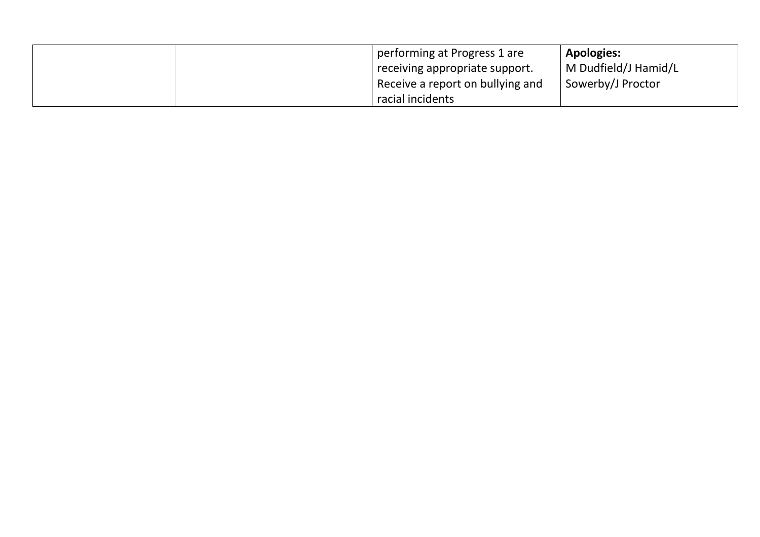| | | | |
|---|---|---|---|
| | | performing at Progress 1 are receiving appropriate support. Receive a report on bullying and racial incidents | **Apologies:** M Dudfield/J Hamid/L Sowerby/J Proctor |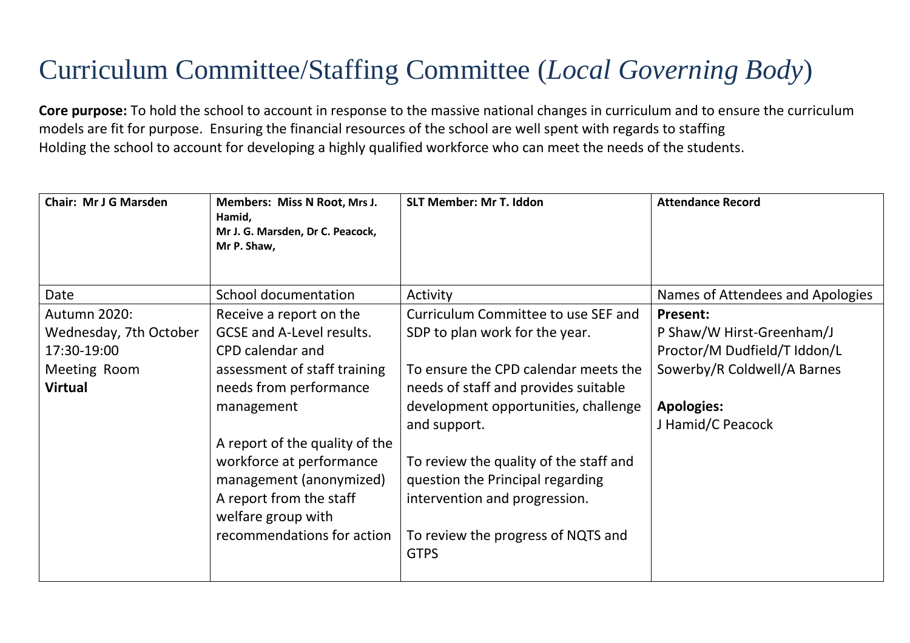# Curriculum Committee/Staffing Committee (*Local Governing Body*)

**Core purpose:** To hold the school to account in response to the massive national changes in curriculum and to ensure the curriculum models are fit for purpose. Ensuring the financial resources of the school are well spent with regards to staffing
Holding the school to account for developing a highly qualified workforce who can meet the needs of the students.

| **Chair: Mr J G Marsden** | **Members: Miss N Root, Mrs J. Hamid, Mr J. G. Marsden, Dr C. Peacock, Mr P. Shaw,** | **SLT Member: Mr T. Iddon** | **Attendance Record** |
|---|---|---|---|
| Date | School documentation | Activity | Names of Attendees and Apologies |
| Autumn 2020: Wednesday, 7th October 17:30-19:00 Meeting Room **Virtual** | Receive a report on the GCSE and A-Level results. CPD calendar and assessment of staff training needs from performance management<br><br>A report of the quality of the workforce at performance management (anonymized) A report from the staff welfare group with recommendations for action | Curriculum Committee to use SEF and SDP to plan work for the year.<br><br>To ensure the CPD calendar meets the needs of staff and provides suitable development opportunities, challenge and support.<br><br>To review the quality of the staff and question the Principal regarding intervention and progression.<br><br>To review the progress of NQTS and GTPS | **Present:** P Shaw/W Hirst-Greenham/J Proctor/M Dudfield/T Iddon/L Sowerby/R Coldwell/A Barnes<br><br>**Apologies:** J Hamid/C Peacock |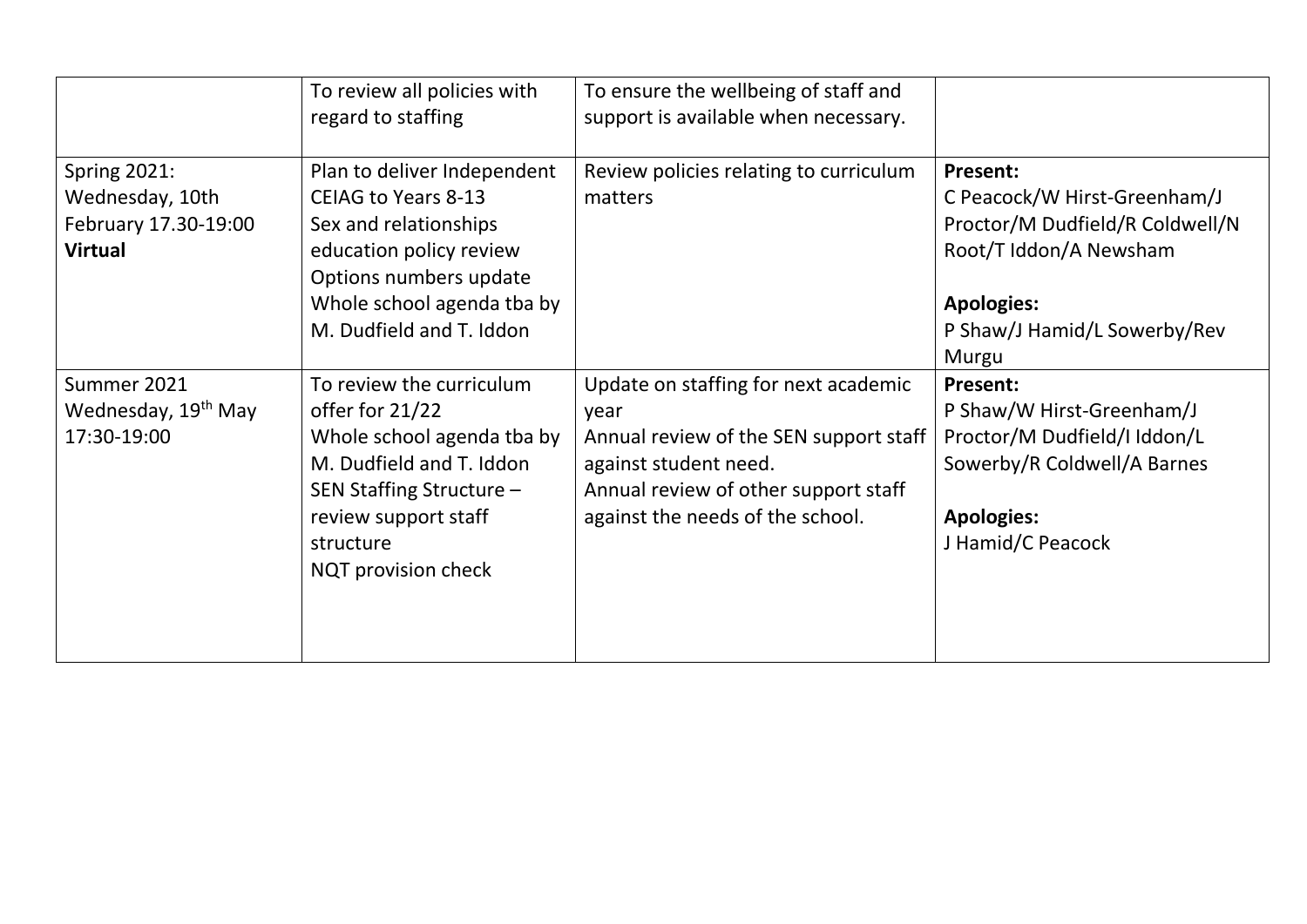| | | | |
|---|---|---|---|
| | To review all policies with regard to staffing | To ensure the wellbeing of staff and support is available when necessary. | |
| Spring 2021:<br>Wednesday, 10th February 17.30-19:00<br>**Virtual** | Plan to deliver Independent CEIAG to Years 8-13<br>Sex and relationships education policy review<br>Options numbers update<br>Whole school agenda tba by M. Dudfield and T. Iddon | Review policies relating to curriculum matters | **Present:**<br>C Peacock/W Hirst-Greenham/J Proctor/M Dudfield/R Coldwell/N Root/T Iddon/A Newsham<br><br>**Apologies:**<br>P Shaw/J Hamid/L Sowerby/Rev Murgu |
| Summer 2021<br>Wednesday, 19th May 17:30-19:00 | To review the curriculum offer for 21/22<br>Whole school agenda tba by M. Dudfield and T. Iddon<br>SEN Staffing Structure – review support staff structure<br>NQT provision check | Update on staffing for next academic year<br>Annual review of the SEN support staff against student need.<br>Annual review of other support staff against the needs of the school. | **Present:**<br>P Shaw/W Hirst-Greenham/J Proctor/M Dudfield/I Iddon/L Sowerby/R Coldwell/A Barnes<br><br>**Apologies:**<br>J Hamid/C Peacock |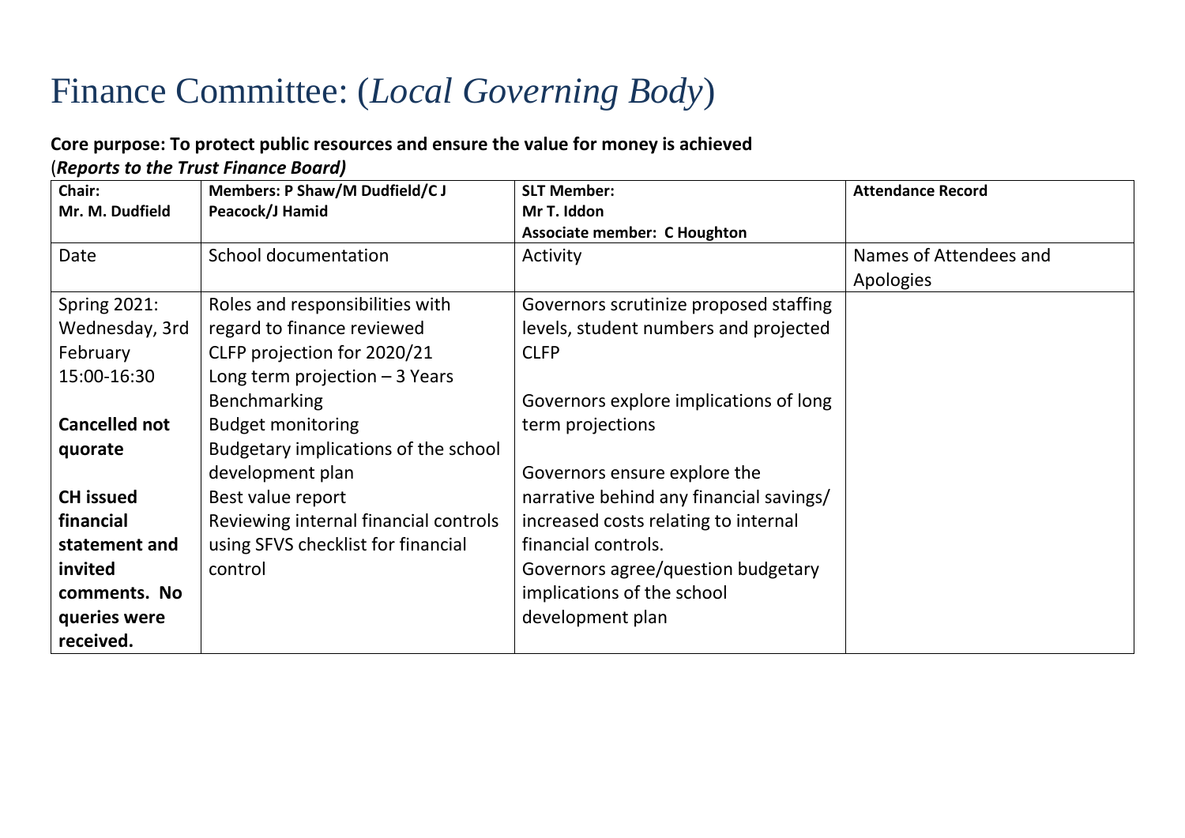# Finance Committee: (*Local Governing Body*)

**Core purpose: To protect public resources and ensure the value for money is achieved**

(***Reports to the Trust Finance Board)***

| **Chair:**<br>**Mr. M. Dudfield** | **Members: P Shaw/M Dudfield/C J Peacock/J Hamid** | **SLT Member:**<br>**Mr T. Iddon**<br>**Associate member: C Houghton** | **Attendance Record** |
|---|---|---|---|
| Date | School documentation | Activity | Names of Attendees and Apologies |
| Spring 2021: Wednesday, 3rd February 15:00-16:30<br><br>**Cancelled not quorate**<br><br>**CH issued financial statement and invited comments. No queries were received.** | Roles and responsibilities with regard to finance reviewed<br>CLFP projection for 2020/21<br>Long term projection – 3 Years<br>Benchmarking<br>Budget monitoring<br>Budgetary implications of the school development plan<br>Best value report<br>Reviewing internal financial controls using SFVS checklist for financial control | Governors scrutinize proposed staffing levels, student numbers and projected CLFP<br><br>Governors explore implications of long term projections<br><br>Governors ensure explore the narrative behind any financial savings/ increased costs relating to internal financial controls.<br>Governors agree/question budgetary implications of the school development plan | |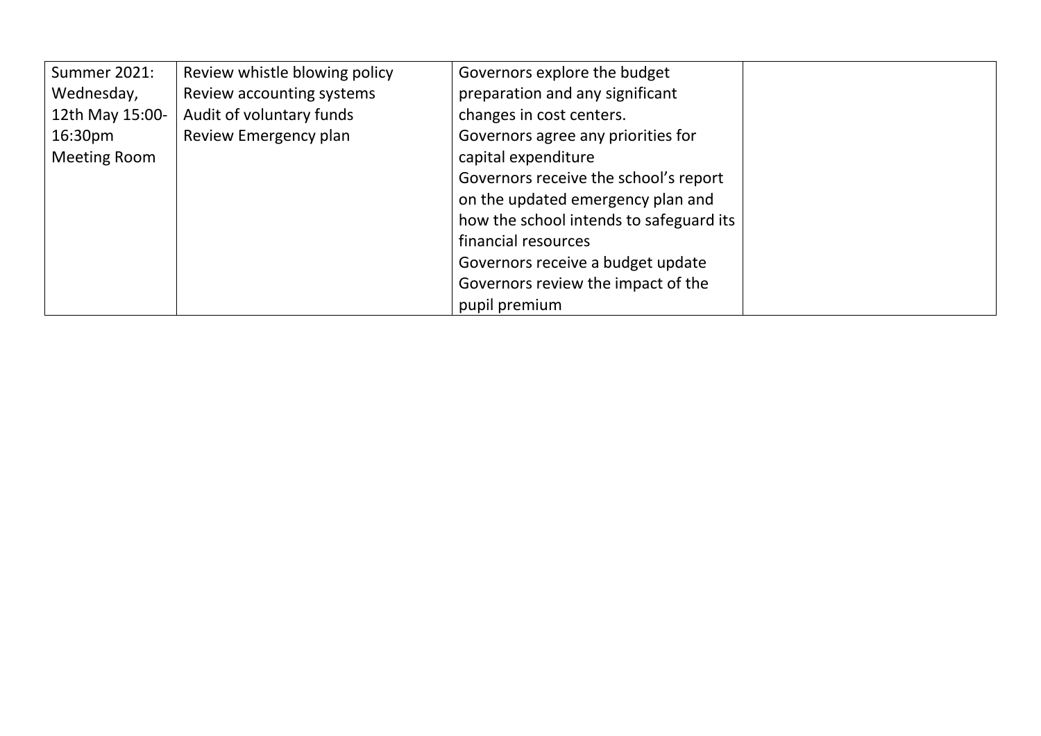| | | | |
|---|---|---|---|
| Summer 2021: Wednesday, 12th May 15:00-16:30pm Meeting Room | Review whistle blowing policy<br>Review accounting systems<br>Audit of voluntary funds<br>Review Emergency plan | Governors explore the budget preparation and any significant changes in cost centers.<br>Governors agree any priorities for capital expenditure<br>Governors receive the school's report on the updated emergency plan and how the school intends to safeguard its financial resources<br>Governors receive a budget update<br>Governors review the impact of the pupil premium | |